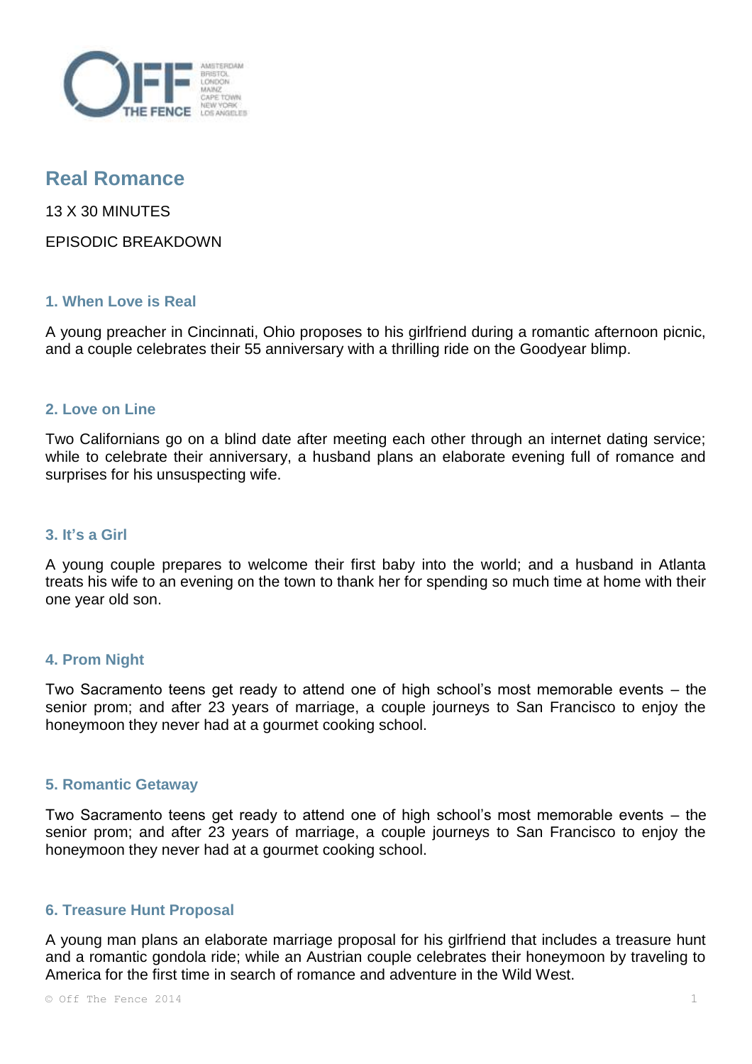# Real Romance

13 X 30 MINUTES

EPISODIC BREAKDOWN

### 1. When Love is Real

A young preacher in Cincinnati, Ohio proposes to his girlfriend during a romantic afternoon picnic, and a couple celebrates their 55 anniversary with a thrilling ride on the Goodyear blimp.

### 2. Love on Line

Two Californians go on a blind date after meeting each other through an internet dating service; while to celebrate their anniversary, a husband plans an elaborate evening full of romance and surprises for his unsuspecting wife.

### 3. It's a Girl

A young couple prepares to welcome their first baby into the world; and a husband in Atlanta treats his wife to an evening on the town to thank her for spending so much time at home with their one year old son.

### 4. Prom Night

Two Sacramento teens get ready to attend one of high school's most memorable events – the senior prom; and after 23 years of marriage, a couple journeys to San Francisco to enjoy the honeymoon they never had at a gourmet cooking school.

### 5. Romantic Getaway

Two Sacramento teens get ready to attend one of high school's most memorable events – the senior prom; and after 23 years of marriage, a couple journeys to San Francisco to enjoy the honeymoon they never had at a gourmet cooking school.

### 6. Treasure Hunt Proposal

A young man plans an elaborate marriage proposal for his girlfriend that includes a treasure hunt and a romantic gondola ride; while an Austrian couple celebrates their honeymoon by traveling to America for the first time in search of romance and adventure in the Wild West.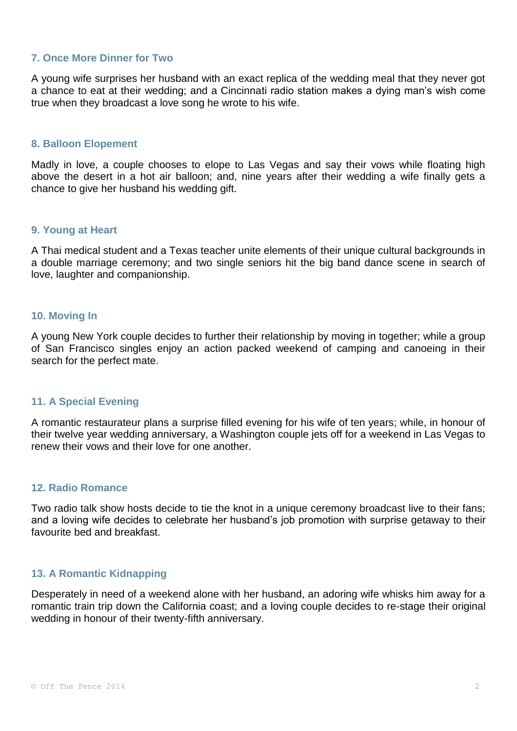### 7. Once More Dinner for Two

A young wife surprises her husband with an exact replica of the wedding meal that they never got a chance to eat at their wedding; and a Cincinnati radio station makes a dying man's wish come true when they broadcast a love song he wrote to his wife.

### 8. Balloon Elopement

Madly in love, a couple chooses to elope to Las Vegas and say their vows while floating high above the desert in a hot air balloon; and, nine years after their wedding a wife finally gets a chance to give her husband his wedding gift.

### 9. Young at Heart

A Thai medical student and a Texas teacher unite elements of their unique cultural backgrounds in a double marriage ceremony; and two single seniors hit the big band dance scene in search of love, laughter and companionship.

### 10. Moving In

A young New York couple decides to further their relationship by moving in together; while a group of San Francisco singles enjoy an action packed weekend of camping and canoeing in their search for the perfect mate.

### 11. A Special Evening

A romantic restaurateur plans a surprise filled evening for his wife of ten years; while, in honour of their twelve year wedding anniversary, a Washington couple jets off for a weekend in Las Vegas to renew their vows and their love for one another.

### 12. Radio Romance

Two radio talk show hosts decide to tie the knot in a unique ceremony broadcast live to their fans; and a loving wife decides to celebrate her husband's job promotion with surprise getaway to their favourite bed and breakfast.

### 13. A Romantic Kidnapping

Desperately in need of a weekend alone with her husband, an adoring wife whisks him away for a romantic train trip down the California coast; and a loving couple decides to re-stage their original wedding in honour of their twenty-fifth anniversary.

© Off The Fence 2014